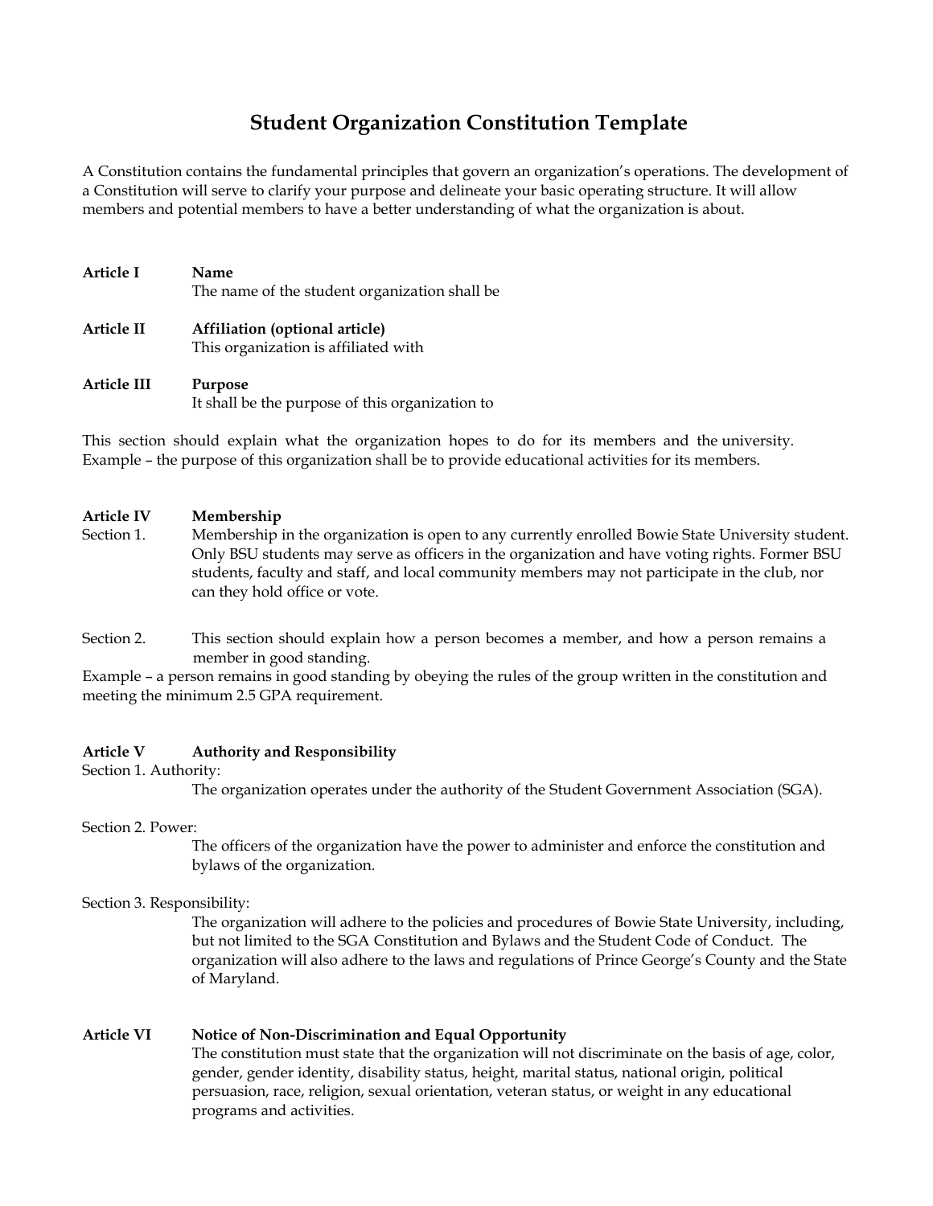# Student Organization Constitution Template

A Constitution contains the fundamental principles that govern an organization's operations. The development of a Constitution will serve to clarify your purpose and delineate your basic operating structure. It will allow members and potential members to have a better understanding of what the organization is about.

**Article I Name**

The name of the student organization shall be

**Article II Affiliation (optional article)**

This organization is affiliated with

**Article III Purpose**

It shall be the purpose of this organization to

This section should explain what the organization hopes to do for its members and the university. Example – the purpose of this organization shall be to provide educational activities for its members.

**Article IV Membership**

Section 1. Membership in the organization is open to any currently enrolled Bowie State University student. Only BSU students may serve as officers in the organization and have voting rights. Former BSU students, faculty and staff, and local community members may not participate in the club, nor can they hold office or vote.

Section 2. This section should explain how a person becomes a member, and how a person remains a member in good standing.

Example – a person remains in good standing by obeying the rules of the group written in the constitution and meeting the minimum 2.5 GPA requirement.

**Article V Authority and Responsibility**

Section 1. Authority:

The organization operates under the authority of the Student Government Association (SGA).

Section 2. Power:

The officers of the organization have the power to administer and enforce the constitution and bylaws of the organization.

Section 3. Responsibility:

The organization will adhere to the policies and procedures of Bowie State University, including, but not limited to the SGA Constitution and Bylaws and the Student Code of Conduct. The organization will also adhere to the laws and regulations of Prince George's County and the State of Maryland.

**Article VI Notice of Non-Discrimination and Equal Opportunity**

The constitution must state that the organization will not discriminate on the basis of age, color, gender, gender identity, disability status, height, marital status, national origin, political persuasion, race, religion, sexual orientation, veteran status, or weight in any educational programs and activities.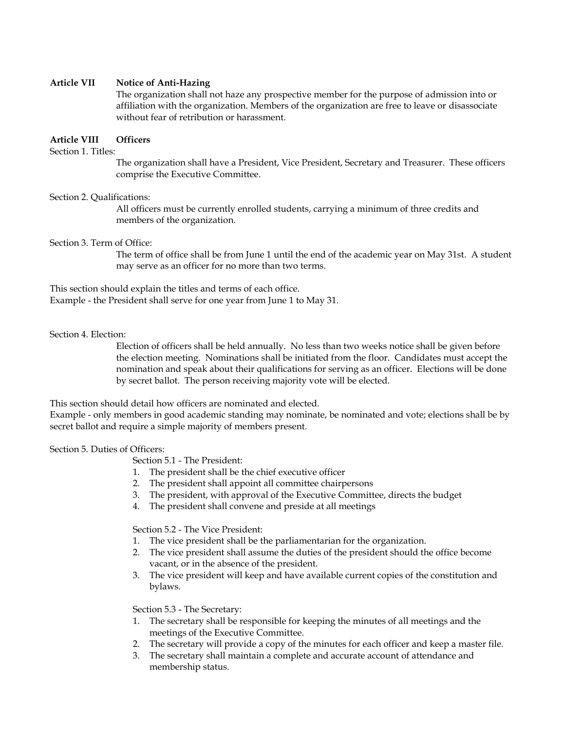**Article VII  Notice of Anti-Hazing**

The organization shall not haze any prospective member for the purpose of admission into or affiliation with the organization. Members of the organization are free to leave or disassociate without fear of retribution or harassment.

**Article VIII  Officers**

Section 1. Titles:

The organization shall have a President, Vice President, Secretary and Treasurer. These officers comprise the Executive Committee.

Section 2. Qualifications:

All officers must be currently enrolled students, carrying a minimum of three credits and members of the organization.

Section 3. Term of Office:

The term of office shall be from June 1 until the end of the academic year on May 31st. A student may serve as an officer for no more than two terms.

This section should explain the titles and terms of each office.
Example - the President shall serve for one year from June 1 to May 31.

Section 4. Election:

Election of officers shall be held annually. No less than two weeks notice shall be given before the election meeting. Nominations shall be initiated from the floor. Candidates must accept the nomination and speak about their qualifications for serving as an officer. Elections will be done by secret ballot. The person receiving majority vote will be elected.

This section should detail how officers are nominated and elected.
Example - only members in good academic standing may nominate, be nominated and vote; elections shall be by secret ballot and require a simple majority of members present.

Section 5. Duties of Officers:

Section 5.1 - The President:

1. The president shall be the chief executive officer
2. The president shall appoint all committee chairpersons
3. The president, with approval of the Executive Committee, directs the budget
4. The president shall convene and preside at all meetings

Section 5.2 - The Vice President:

1. The vice president shall be the parliamentarian for the organization.
2. The vice president shall assume the duties of the president should the office become vacant, or in the absence of the president.
3. The vice president will keep and have available current copies of the constitution and bylaws.

Section 5.3 - The Secretary:

1. The secretary shall be responsible for keeping the minutes of all meetings and the meetings of the Executive Committee.
2. The secretary will provide a copy of the minutes for each officer and keep a master file.
3. The secretary shall maintain a complete and accurate account of attendance and membership status.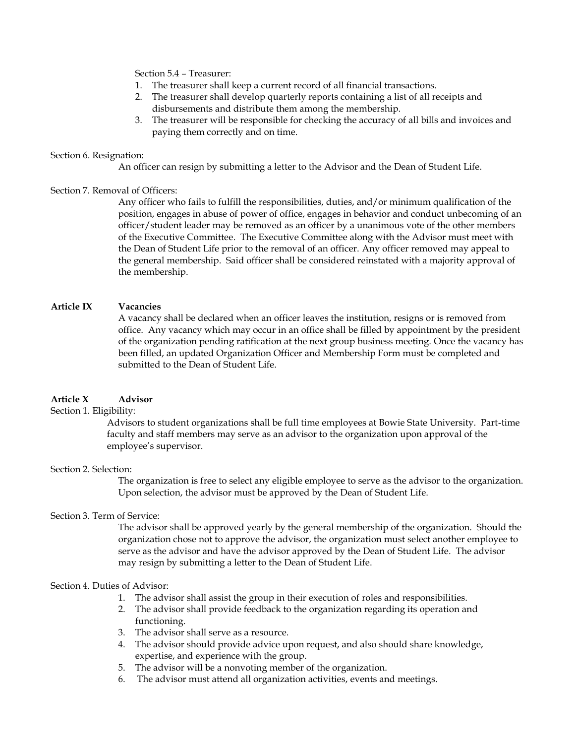Section 5.4 – Treasurer:

1. The treasurer shall keep a current record of all financial transactions.
2. The treasurer shall develop quarterly reports containing a list of all receipts and disbursements and distribute them among the membership.
3. The treasurer will be responsible for checking the accuracy of all bills and invoices and paying them correctly and on time.

Section 6. Resignation:

An officer can resign by submitting a letter to the Advisor and the Dean of Student Life.

Section 7. Removal of Officers:

Any officer who fails to fulfill the responsibilities, duties, and/or minimum qualification of the position, engages in abuse of power of office, engages in behavior and conduct unbecoming of an officer/student leader may be removed as an officer by a unanimous vote of the other members of the Executive Committee. The Executive Committee along with the Advisor must meet with the Dean of Student Life prior to the removal of an officer. Any officer removed may appeal to the general membership. Said officer shall be considered reinstated with a majority approval of the membership.

## Article IX Vacancies

A vacancy shall be declared when an officer leaves the institution, resigns or is removed from office. Any vacancy which may occur in an office shall be filled by appointment by the president of the organization pending ratification at the next group business meeting. Once the vacancy has been filled, an updated Organization Officer and Membership Form must be completed and submitted to the Dean of Student Life.

## Article X Advisor

Section 1. Eligibility:

Advisors to student organizations shall be full time employees at Bowie State University. Part-time faculty and staff members may serve as an advisor to the organization upon approval of the employee's supervisor.

Section 2. Selection:

The organization is free to select any eligible employee to serve as the advisor to the organization. Upon selection, the advisor must be approved by the Dean of Student Life.

Section 3. Term of Service:

The advisor shall be approved yearly by the general membership of the organization. Should the organization chose not to approve the advisor, the organization must select another employee to serve as the advisor and have the advisor approved by the Dean of Student Life. The advisor may resign by submitting a letter to the Dean of Student Life.

Section 4. Duties of Advisor:

1. The advisor shall assist the group in their execution of roles and responsibilities.
2. The advisor shall provide feedback to the organization regarding its operation and functioning.
3. The advisor shall serve as a resource.
4. The advisor should provide advice upon request, and also should share knowledge, expertise, and experience with the group.
5. The advisor will be a nonvoting member of the organization.
6. The advisor must attend all organization activities, events and meetings.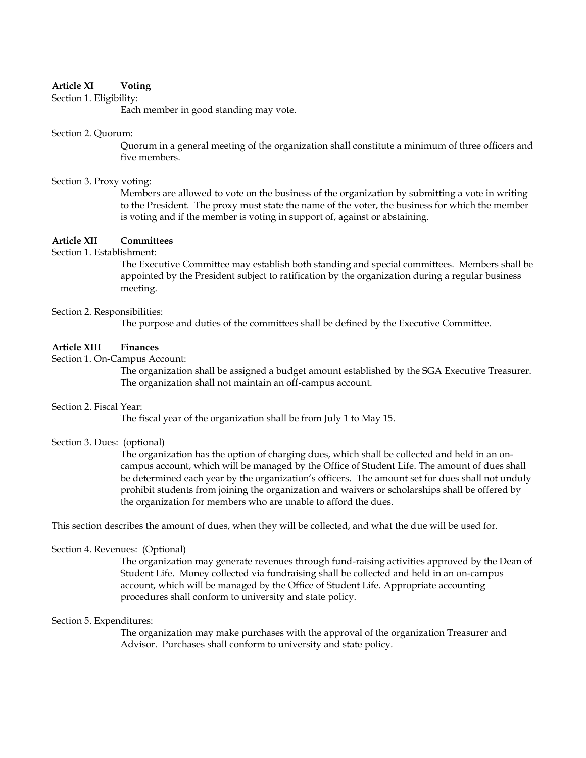**Article XI Voting**

Section 1. Eligibility:

Each member in good standing may vote.

Section 2. Quorum:

Quorum in a general meeting of the organization shall constitute a minimum of three officers and five members.

Section 3. Proxy voting:

Members are allowed to vote on the business of the organization by submitting a vote in writing to the President. The proxy must state the name of the voter, the business for which the member is voting and if the member is voting in support of, against or abstaining.

**Article XII Committees**

Section 1. Establishment:

The Executive Committee may establish both standing and special committees. Members shall be appointed by the President subject to ratification by the organization during a regular business meeting.

Section 2. Responsibilities:

The purpose and duties of the committees shall be defined by the Executive Committee.

**Article XIII Finances**

Section 1. On-Campus Account:

The organization shall be assigned a budget amount established by the SGA Executive Treasurer. The organization shall not maintain an off-campus account.

Section 2. Fiscal Year:

The fiscal year of the organization shall be from July 1 to May 15.

Section 3. Dues: (optional)

The organization has the option of charging dues, which shall be collected and held in an on-campus account, which will be managed by the Office of Student Life. The amount of dues shall be determined each year by the organization's officers. The amount set for dues shall not unduly prohibit students from joining the organization and waivers or scholarships shall be offered by the organization for members who are unable to afford the dues.

This section describes the amount of dues, when they will be collected, and what the due will be used for.

Section 4. Revenues: (Optional)

The organization may generate revenues through fund-raising activities approved by the Dean of Student Life. Money collected via fundraising shall be collected and held in an on-campus account, which will be managed by the Office of Student Life. Appropriate accounting procedures shall conform to university and state policy.

Section 5. Expenditures:

The organization may make purchases with the approval of the organization Treasurer and Advisor. Purchases shall conform to university and state policy.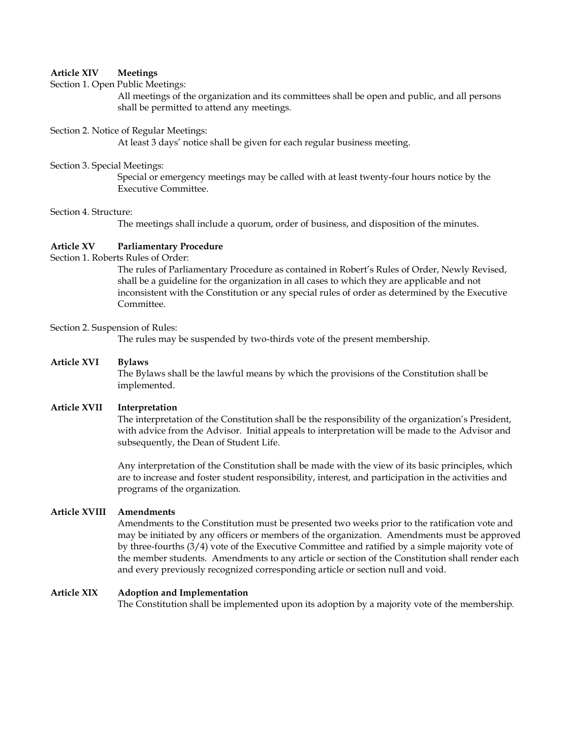**Article XIV Meetings**

Section 1. Open Public Meetings:

All meetings of the organization and its committees shall be open and public, and all persons shall be permitted to attend any meetings.

Section 2. Notice of Regular Meetings:

At least 3 days' notice shall be given for each regular business meeting.

Section 3. Special Meetings:

Special or emergency meetings may be called with at least twenty-four hours notice by the Executive Committee.

Section 4. Structure:

The meetings shall include a quorum, order of business, and disposition of the minutes.

**Article XV Parliamentary Procedure**

Section 1. Roberts Rules of Order:

The rules of Parliamentary Procedure as contained in Robert's Rules of Order, Newly Revised, shall be a guideline for the organization in all cases to which they are applicable and not inconsistent with the Constitution or any special rules of order as determined by the Executive Committee.

Section 2. Suspension of Rules:

The rules may be suspended by two-thirds vote of the present membership.

**Article XVI Bylaws**

The Bylaws shall be the lawful means by which the provisions of the Constitution shall be implemented.

**Article XVII Interpretation**

The interpretation of the Constitution shall be the responsibility of the organization's President, with advice from the Advisor. Initial appeals to interpretation will be made to the Advisor and subsequently, the Dean of Student Life.

Any interpretation of the Constitution shall be made with the view of its basic principles, which are to increase and foster student responsibility, interest, and participation in the activities and programs of the organization.

**Article XVIII Amendments**

Amendments to the Constitution must be presented two weeks prior to the ratification vote and may be initiated by any officers or members of the organization. Amendments must be approved by three-fourths (3/4) vote of the Executive Committee and ratified by a simple majority vote of the member students. Amendments to any article or section of the Constitution shall render each and every previously recognized corresponding article or section null and void.

**Article XIX Adoption and Implementation**

The Constitution shall be implemented upon its adoption by a majority vote of the membership.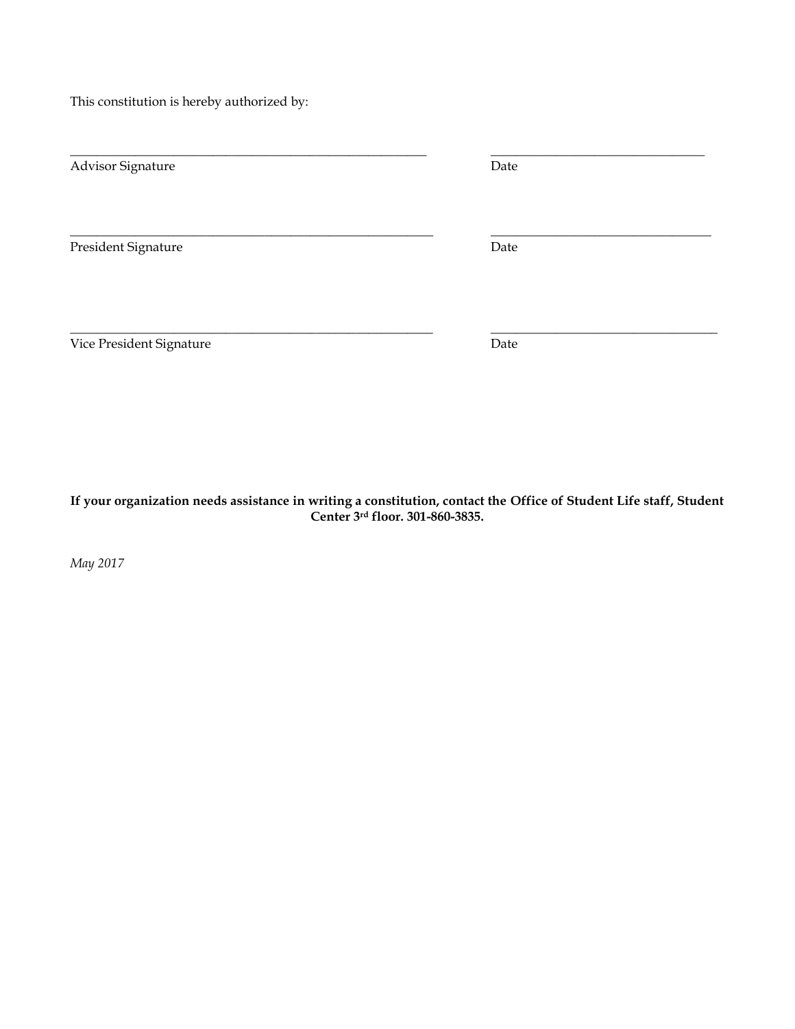This constitution is hereby authorized by:

| | |
|---|---|
| ______________________________ | ______________________ |
| Advisor Signature | Date |
| ______________________________ | ______________________ |
| President Signature | Date |
| ______________________________ | ______________________ |
| Vice President Signature | Date |

**If your organization needs assistance in writing a constitution, contact the Office of Student Life staff, Student Center 3rd floor. 301-860-3835.**

*May 2017*